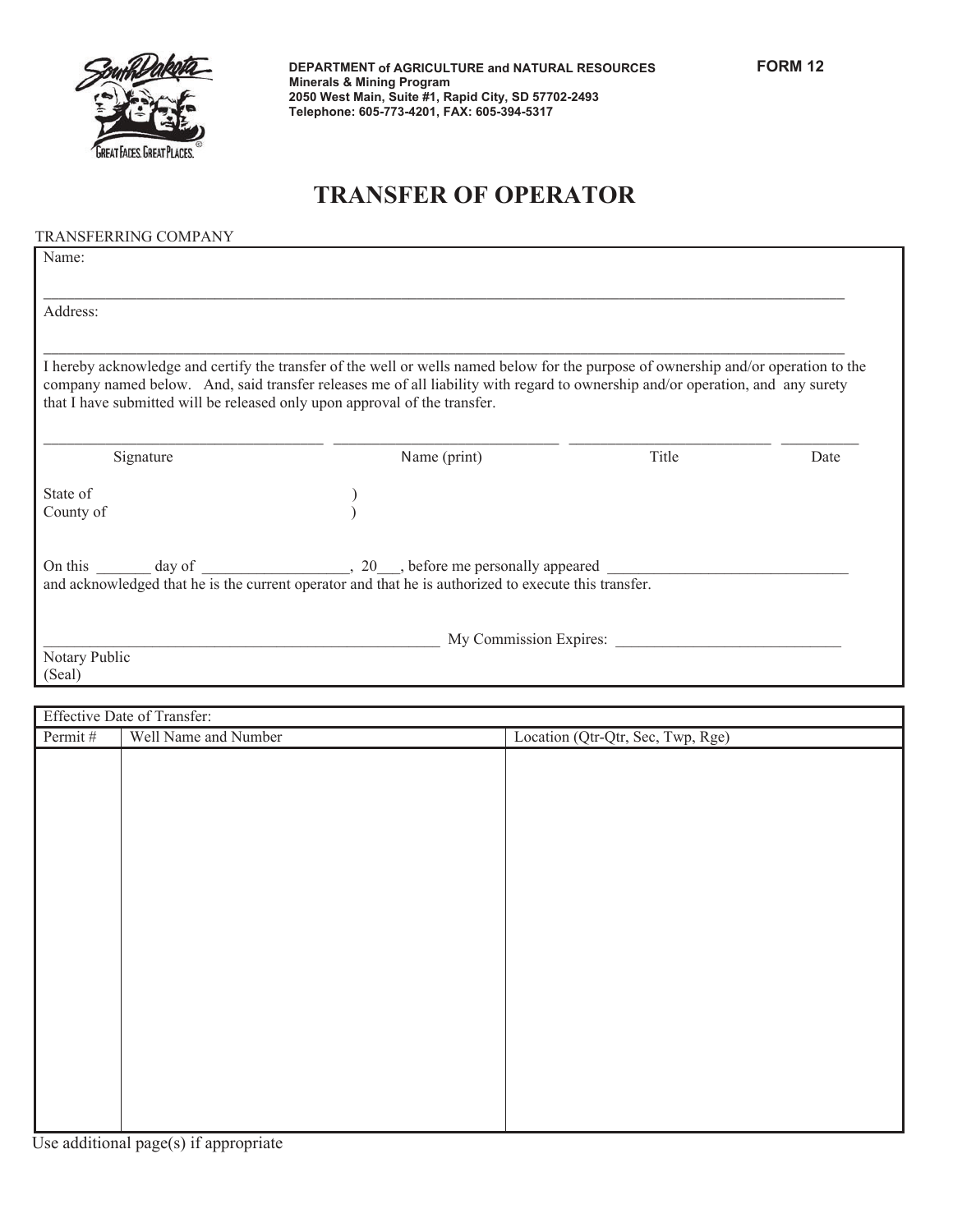**DEPARTMENT of AGRICULTURE and NATURAL RESOURCES**
**Minerals & Mining Program**
**2050 West Main, Suite #1, Rapid City, SD 57702-2493**
**Telephone: 605-773-4201, FAX: 605-394-5317**

**FORM 12**

# TRANSFER OF OPERATOR

TRANSFERRING COMPANY

Name:

_______________________________________________________________________________________

Address:

_______________________________________________________________________________________

I hereby acknowledge and certify the transfer of the well or wells named below for the purpose of ownership and/or operation to the company named below. And, said transfer releases me of all liability with regard to ownership and/or operation, and any surety that I have submitted will be released only upon approval of the transfer.

______________________________ ______________________________ ______________________________ __________
Signature Name (print) Title Date

State of )
County of )

On this _______ day of __________________, 20___, before me personally appeared ______________________________
and acknowledged that he is the current operator and that he is authorized to execute this transfer.

__________________________________________________ My Commission Expires: ____________________________
Notary Public
(Seal)

Effective Date of Transfer:

| Permit # | Well Name and Number | Location (Qtr-Qtr, Sec, Twp, Rge) |
|---|---|---|
| | | |

Use additional page(s) if appropriate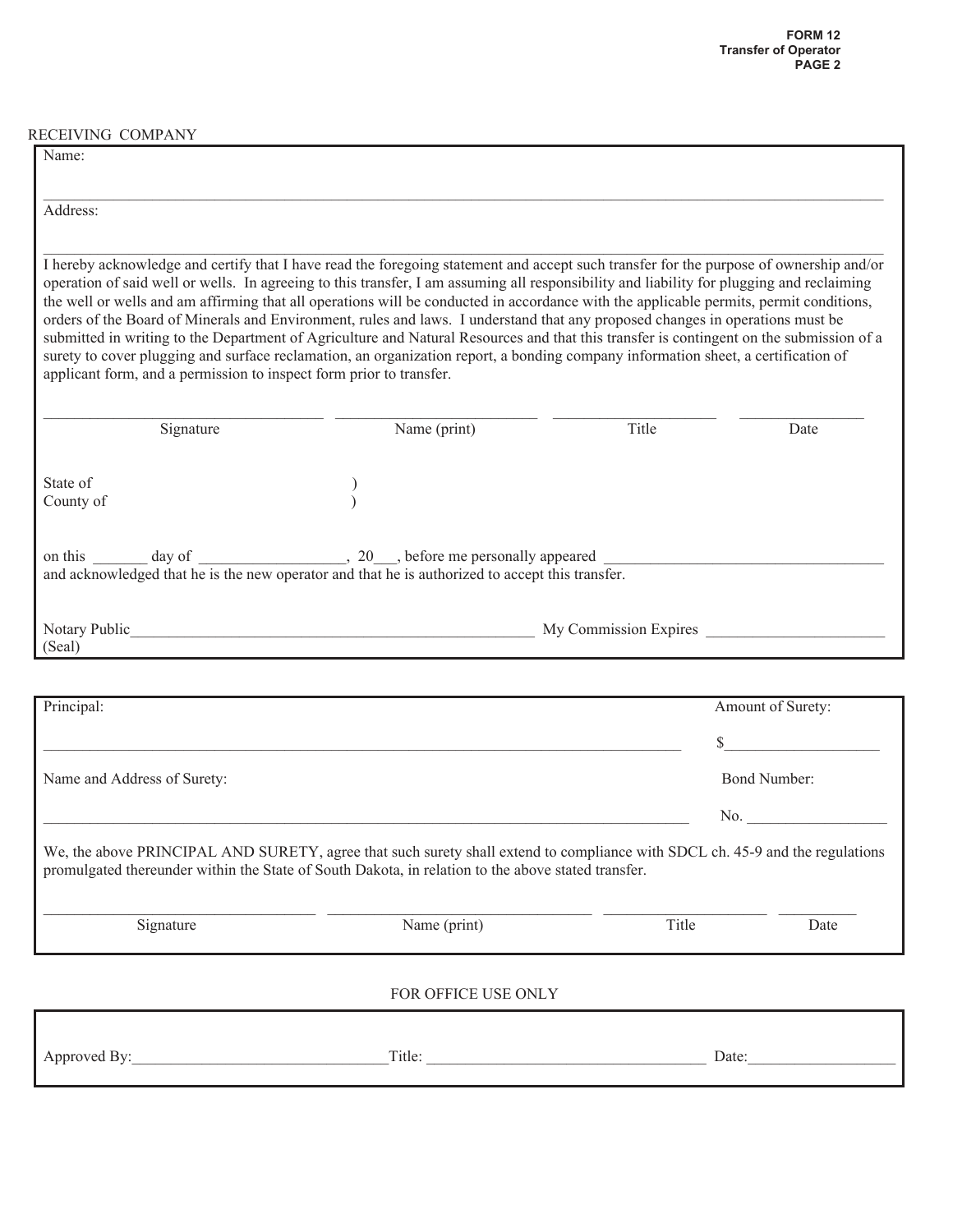RECEIVING COMPANY

Name:

_______________________________________________________________________________

Address:

_______________________________________________________________________________

I hereby acknowledge and certify that I have read the foregoing statement and accept such transfer for the purpose of ownership and/or operation of said well or wells. In agreeing to this transfer, I am assuming all responsibility and liability for plugging and reclaiming the well or wells and am affirming that all operations will be conducted in accordance with the applicable permits, permit conditions, orders of the Board of Minerals and Environment, rules and laws. I understand that any proposed changes in operations must be submitted in writing to the Department of Agriculture and Natural Resources and that this transfer is contingent on the submission of a surety to cover plugging and surface reclamation, an organization report, a bonding company information sheet, a certification of applicant form, and a permission to inspect form prior to transfer.

| | | | |
|---|---|---|---|
| ______________________ | ______________________ | ______________________ | ______________ |
| Signature | Name (print) | Title | Date |

State of )
County of )

on this _______ day of __________________, 20___, before me personally appeared ___________________________________ and acknowledged that he is the new operator and that he is authorized to accept this transfer.

Notary Public_____________________________________________________ My Commission Expires _______________________
(Seal)

Principal: Amount of Surety:

_______________________________________________________________________________ $____________________

Name and Address of Surety: Bond Number:

_______________________________________________________________________________ No. __________________

We, the above PRINCIPAL AND SURETY, agree that such surety shall extend to compliance with SDCL ch. 45-9 and the regulations promulgated thereunder within the State of South Dakota, in relation to the above stated transfer.

| | | | |
|---|---|---|---|
| ______________________ | ______________________ | ______________________ | ______________ |
| Signature | Name (print) | Title | Date |

FOR OFFICE USE ONLY

Approved By:________________________________Title: ____________________________________ Date:___________________